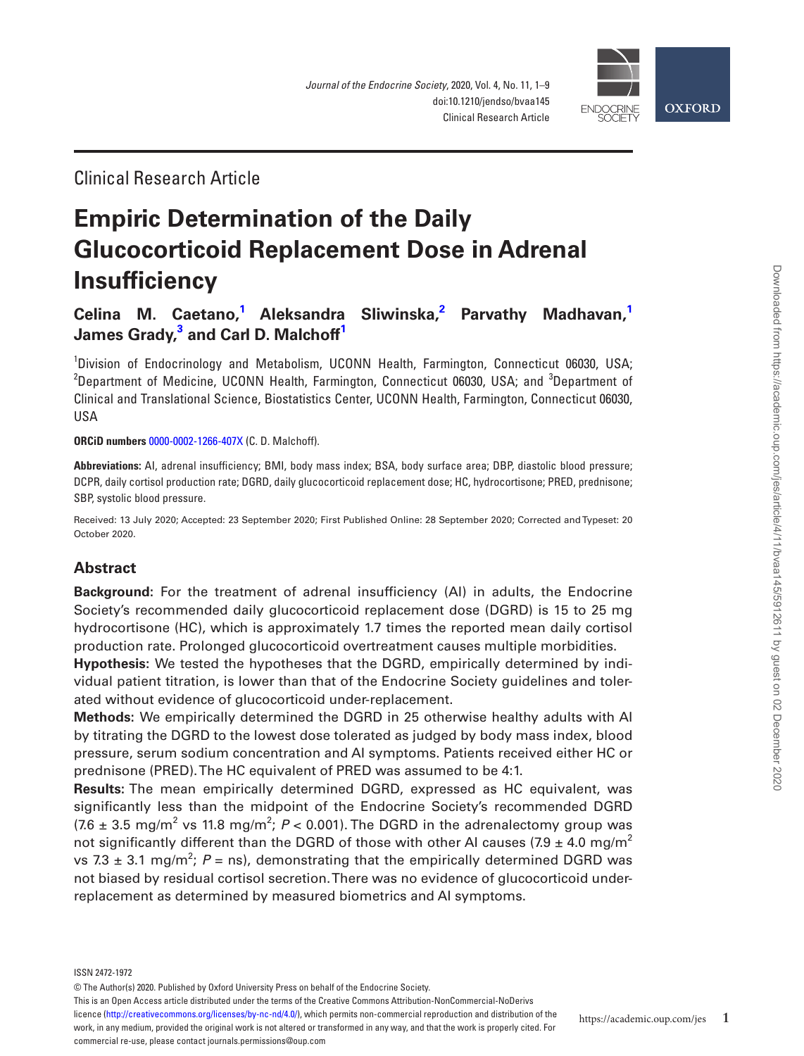Clinical Research Article

# Empiric Determination of the Daily Glucocorticoid Replacement Dose in Adrenal Insufficiency

**Celina M. Caetano,[1] Aleksandra Sliwinska,[2] Parvathy Madhavan,[1] James Grady,[3] and Carl D. Malchoff[1]**

[1]Division of Endocrinology and Metabolism, UCONN Health, Farmington, Connecticut 06030, USA; [2]Department of Medicine, UCONN Health, Farmington, Connecticut 06030, USA; and [3]Department of Clinical and Translational Science, Biostatistics Center, UCONN Health, Farmington, Connecticut 06030, USA

**ORCiD numbers** 0000-0002-1266-407X (C. D. Malchoff).

**Abbreviations:** AI, adrenal insufficiency; BMI, body mass index; BSA, body surface area; DBP, diastolic blood pressure; DCPR, daily cortisol production rate; DGRD, daily glucocorticoid replacement dose; HC, hydrocortisone; PRED, prednisone; SBP, systolic blood pressure.

Received: 13 July 2020; Accepted: 23 September 2020; First Published Online: 28 September 2020; Corrected and Typeset: 20 October 2020.

## Abstract

**Background:** For the treatment of adrenal insufficiency (AI) in adults, the Endocrine Society's recommended daily glucocorticoid replacement dose (DGRD) is 15 to 25 mg hydrocortisone (HC), which is approximately 1.7 times the reported mean daily cortisol production rate. Prolonged glucocorticoid overtreatment causes multiple morbidities.

**Hypothesis:** We tested the hypotheses that the DGRD, empirically determined by individual patient titration, is lower than that of the Endocrine Society guidelines and tolerated without evidence of glucocorticoid under-replacement.

**Methods:** We empirically determined the DGRD in 25 otherwise healthy adults with AI by titrating the DGRD to the lowest dose tolerated as judged by body mass index, blood pressure, serum sodium concentration and AI symptoms. Patients received either HC or prednisone (PRED). The HC equivalent of PRED was assumed to be 4:1.

**Results:** The mean empirically determined DGRD, expressed as HC equivalent, was significantly less than the midpoint of the Endocrine Society's recommended DGRD ($7.6 \pm 3.5$ mg/m$^2$ vs 11.8 mg/m$^2$; $P < 0.001$). The DGRD in the adrenalectomy group was not significantly different than the DGRD of those with other AI causes ($7.9 \pm 4.0$ mg/m$^2$ vs $7.3 \pm 3.1$ mg/m$^2$; $P$ = ns), demonstrating that the empirically determined DGRD was not biased by residual cortisol secretion. There was no evidence of glucocorticoid under-replacement as determined by measured biometrics and AI symptoms.

ISSN 2472-1972

© The Author(s) 2020. Published by Oxford University Press on behalf of the Endocrine Society.
This is an Open Access article distributed under the terms of the Creative Commons Attribution-NonCommercial-NoDerivs licence (http://creativecommons.org/licenses/by-nc-nd/4.0/), which permits non-commercial reproduction and distribution of the work, in any medium, provided the original work is not altered or transformed in any way, and that the work is properly cited. For commercial re-use, please contact journals.permissions@oup.com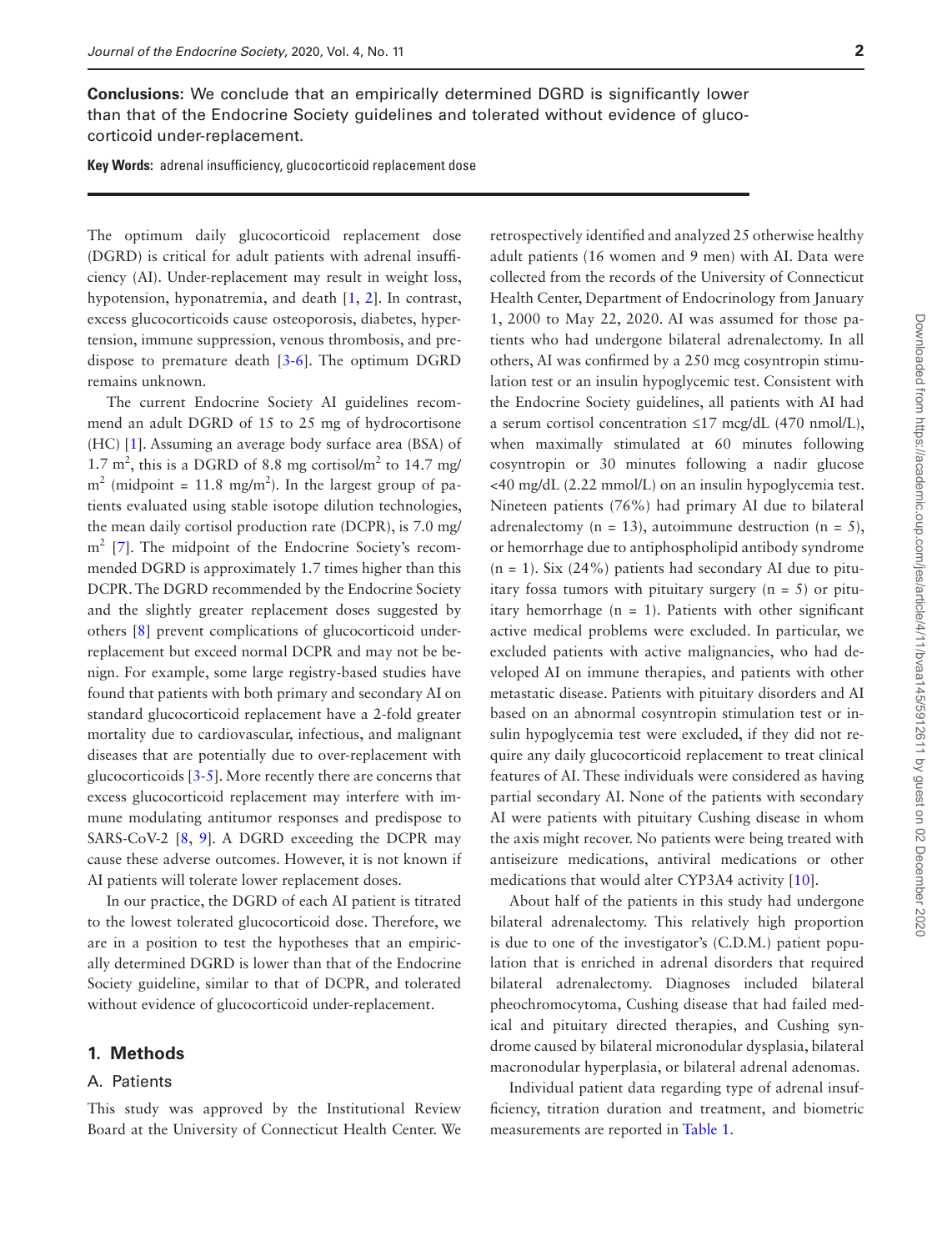**Conclusions:** We conclude that an empirically determined DGRD is significantly lower than that of the Endocrine Society guidelines and tolerated without evidence of glucocorticoid under-replacement.

**Key Words:** adrenal insufficiency, glucocorticoid replacement dose

The optimum daily glucocorticoid replacement dose (DGRD) is critical for adult patients with adrenal insufficiency (AI). Under-replacement may result in weight loss, hypotension, hyponatremia, and death [1, 2]. In contrast, excess glucocorticoids cause osteoporosis, diabetes, hypertension, immune suppression, venous thrombosis, and predispose to premature death [3-6]. The optimum DGRD remains unknown.

The current Endocrine Society AI guidelines recommend an adult DGRD of 15 to 25 mg of hydrocortisone (HC) [1]. Assuming an average body surface area (BSA) of 1.7 $m^2$, this is a DGRD of 8.8 mg cortisol/$m^2$ to 14.7 mg/$m^2$ (midpoint = 11.8 mg/$m^2$). In the largest group of patients evaluated using stable isotope dilution technologies, the mean daily cortisol production rate (DCPR), is 7.0 mg/$m^2$ [7]. The midpoint of the Endocrine Society's recommended DGRD is approximately 1.7 times higher than this DCPR. The DGRD recommended by the Endocrine Society and the slightly greater replacement doses suggested by others [8] prevent complications of glucocorticoid under-replacement but exceed normal DCPR and may not be benign. For example, some large registry-based studies have found that patients with both primary and secondary AI on standard glucocorticoid replacement have a 2-fold greater mortality due to cardiovascular, infectious, and malignant diseases that are potentially due to over-replacement with glucocorticoids [3-5]. More recently there are concerns that excess glucocorticoid replacement may interfere with immune modulating antitumor responses and predispose to SARS-CoV-2 [8, 9]. A DGRD exceeding the DCPR may cause these adverse outcomes. However, it is not known if AI patients will tolerate lower replacement doses.

In our practice, the DGRD of each AI patient is titrated to the lowest tolerated glucocorticoid dose. Therefore, we are in a position to test the hypotheses that an empirically determined DGRD is lower than that of the Endocrine Society guideline, similar to that of DCPR, and tolerated without evidence of glucocorticoid under-replacement.

## 1. Methods

### A. Patients

This study was approved by the Institutional Review Board at the University of Connecticut Health Center. We retrospectively identified and analyzed 25 otherwise healthy adult patients (16 women and 9 men) with AI. Data were collected from the records of the University of Connecticut Health Center, Department of Endocrinology from January 1, 2000 to May 22, 2020. AI was assumed for those patients who had undergone bilateral adrenalectomy. In all others, AI was confirmed by a 250 mcg cosyntropin stimulation test or an insulin hypoglycemic test. Consistent with the Endocrine Society guidelines, all patients with AI had a serum cortisol concentration ≤17 mcg/dL (470 nmol/L), when maximally stimulated at 60 minutes following cosyntropin or 30 minutes following a nadir glucose <40 mg/dL (2.22 mmol/L) on an insulin hypoglycemia test. Nineteen patients (76%) had primary AI due to bilateral adrenalectomy (n = 13), autoimmune destruction (n = 5), or hemorrhage due to antiphospholipid antibody syndrome (n = 1). Six (24%) patients had secondary AI due to pituitary fossa tumors with pituitary surgery (n = 5) or pituitary hemorrhage (n = 1). Patients with other significant active medical problems were excluded. In particular, we excluded patients with active malignancies, who had developed AI on immune therapies, and patients with other metastatic disease. Patients with pituitary disorders and AI based on an abnormal cosyntropin stimulation test or insulin hypoglycemia test were excluded, if they did not require any daily glucocorticoid replacement to treat clinical features of AI. These individuals were considered as having partial secondary AI. None of the patients with secondary AI were patients with pituitary Cushing disease in whom the axis might recover. No patients were being treated with antiseizure medications, antiviral medications or other medications that would alter CYP3A4 activity [10].

About half of the patients in this study had undergone bilateral adrenalectomy. This relatively high proportion is due to one of the investigator's (C.D.M.) patient population that is enriched in adrenal disorders that required bilateral adrenalectomy. Diagnoses included bilateral pheochromocytoma, Cushing disease that had failed medical and pituitary directed therapies, and Cushing syndrome caused by bilateral micronodular dysplasia, bilateral macronodular hyperplasia, or bilateral adrenal adenomas.

Individual patient data regarding type of adrenal insufficiency, titration duration and treatment, and biometric measurements are reported in Table 1.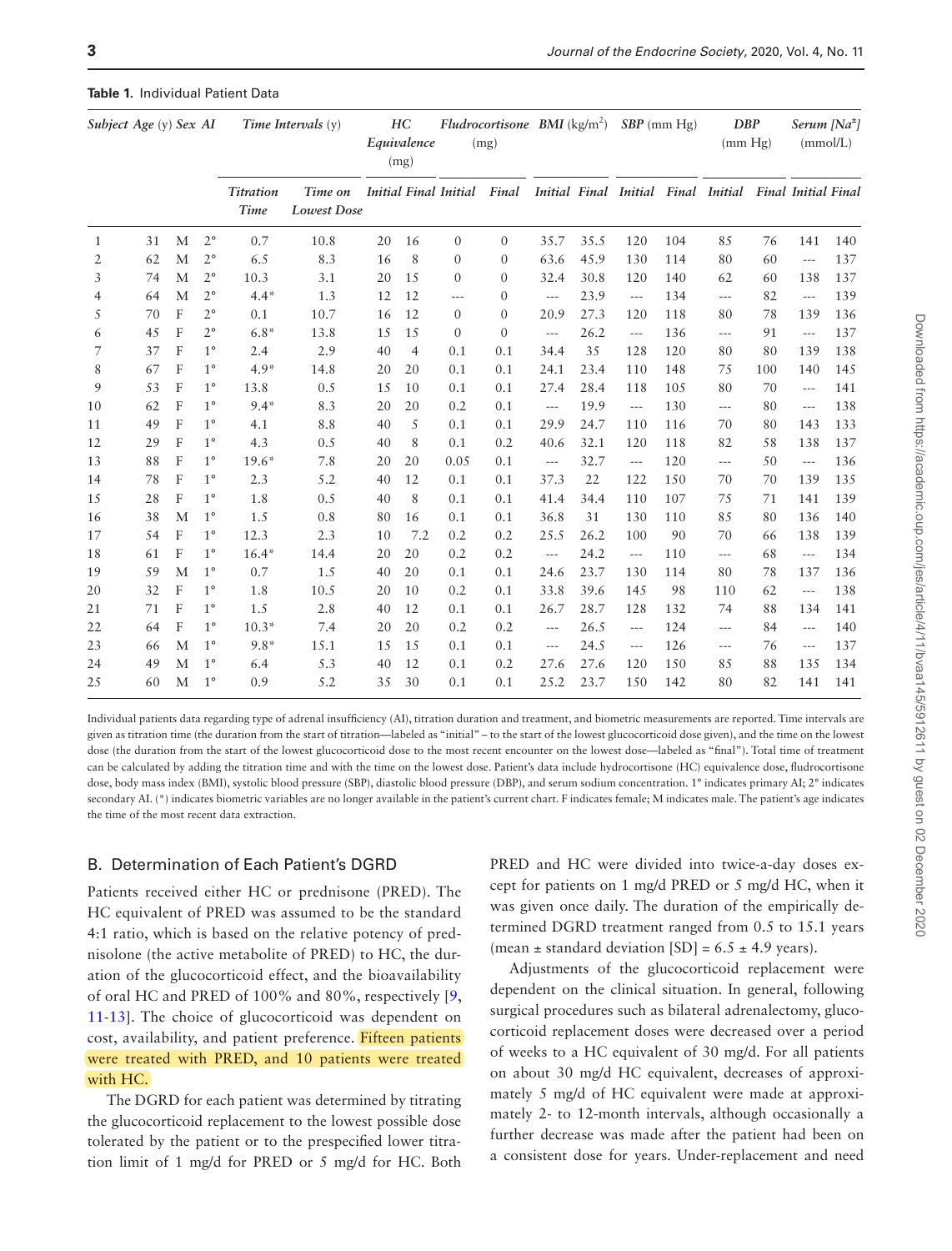**Table 1.** Individual Patient Data

| *Subject* | *Age* (y) | *Sex* | *AI* | *Time Intervals* (y) | | *HC Equivalence* (mg) | | *Fludrocortisone* (mg) | | *BMI* (kg/m$^2$) | | *SBP* (mm Hg) | | *DBP* (mm Hg) | | *Serum [Na$^+$]* (mmol/L) | |
|---|---|---|---|---|---|---|---|---|---|---|---|---|---|---|---|---|---|
| | | | | *Titration Time* | *Time on Lowest Dose* | *Initial* | *Final* | *Initial* | *Final* | *Initial* | *Final* | *Initial* | *Final* | *Initial* | *Final* | *Initial* | *Final* |
| 1 | 31 | M | 2° | 0.7 | 10.8 | 20 | 16 | 0 | 0 | 35.7 | 35.5 | 120 | 104 | 85 | 76 | 141 | 140 |
| 2 | 62 | M | 2° | 6.5 | 8.3 | 16 | 8 | 0 | 0 | 63.6 | 45.9 | 130 | 114 | 80 | 60 | --- | 137 |
| 3 | 74 | M | 2° | 10.3 | 3.1 | 20 | 15 | 0 | 0 | 32.4 | 30.8 | 120 | 140 | 62 | 60 | 138 | 137 |
| 4 | 64 | M | 2° | 4.4* | 1.3 | 12 | 12 | --- | 0 | --- | 23.9 | --- | 134 | --- | 82 | --- | 139 |
| 5 | 70 | F | 2° | 0.1 | 10.7 | 16 | 12 | 0 | 0 | 20.9 | 27.3 | 120 | 118 | 80 | 78 | 139 | 136 |
| 6 | 45 | F | 2° | 6.8* | 13.8 | 15 | 15 | 0 | 0 | --- | 26.2 | --- | 136 | --- | 91 | --- | 137 |
| 7 | 37 | F | 1° | 2.4 | 2.9 | 40 | 4 | 0.1 | 0.1 | 34.4 | 35 | 128 | 120 | 80 | 80 | 139 | 138 |
| 8 | 67 | F | 1° | 4.9* | 14.8 | 20 | 20 | 0.1 | 0.1 | 24.1 | 23.4 | 110 | 148 | 75 | 100 | 140 | 145 |
| 9 | 53 | F | 1° | 13.8 | 0.5 | 15 | 10 | 0.1 | 0.1 | 27.4 | 28.4 | 118 | 105 | 80 | 70 | --- | 141 |
| 10 | 62 | F | 1° | 9.4* | 8.3 | 20 | 20 | 0.2 | 0.1 | --- | 19.9 | --- | 130 | --- | 80 | --- | 138 |
| 11 | 49 | F | 1° | 4.1 | 8.8 | 40 | 5 | 0.1 | 0.1 | 29.9 | 24.7 | 110 | 116 | 70 | 80 | 143 | 133 |
| 12 | 29 | F | 1° | 4.3 | 0.5 | 40 | 8 | 0.1 | 0.2 | 40.6 | 32.1 | 120 | 118 | 82 | 58 | 138 | 137 |
| 13 | 88 | F | 1° | 19.6* | 7.8 | 20 | 20 | 0.05 | 0.1 | --- | 32.7 | --- | 120 | --- | 50 | --- | 136 |
| 14 | 78 | F | 1° | 2.3 | 5.2 | 40 | 12 | 0.1 | 0.1 | 37.3 | 22 | 122 | 150 | 70 | 70 | 139 | 135 |
| 15 | 28 | F | 1° | 1.8 | 0.5 | 40 | 8 | 0.1 | 0.1 | 41.4 | 34.4 | 110 | 107 | 75 | 71 | 141 | 139 |
| 16 | 38 | M | 1° | 1.5 | 0.8 | 80 | 16 | 0.1 | 0.1 | 36.8 | 31 | 130 | 110 | 85 | 80 | 136 | 140 |
| 17 | 54 | F | 1° | 12.3 | 2.3 | 10 | 7.2 | 0.2 | 0.2 | 25.5 | 26.2 | 100 | 90 | 70 | 66 | 138 | 139 |
| 18 | 61 | F | 1° | 16.4* | 14.4 | 20 | 20 | 0.2 | 0.2 | --- | 24.2 | --- | 110 | --- | 68 | --- | 134 |
| 19 | 59 | M | 1° | 0.7 | 1.5 | 40 | 20 | 0.1 | 0.1 | 24.6 | 23.7 | 130 | 114 | 80 | 78 | 137 | 136 |
| 20 | 32 | F | 1° | 1.8 | 10.5 | 20 | 10 | 0.2 | 0.1 | 33.8 | 39.6 | 145 | 98 | 110 | 62 | --- | 138 |
| 21 | 71 | F | 1° | 1.5 | 2.8 | 40 | 12 | 0.1 | 0.1 | 26.7 | 28.7 | 128 | 132 | 74 | 88 | 134 | 141 |
| 22 | 64 | F | 1° | 10.3* | 7.4 | 20 | 20 | 0.2 | 0.2 | --- | 26.5 | --- | 124 | --- | 84 | --- | 140 |
| 23 | 66 | M | 1° | 9.8* | 15.1 | 15 | 15 | 0.1 | 0.1 | --- | 24.5 | --- | 126 | --- | 76 | --- | 137 |
| 24 | 49 | M | 1° | 6.4 | 5.3 | 40 | 12 | 0.1 | 0.2 | 27.6 | 27.6 | 120 | 150 | 85 | 88 | 135 | 134 |
| 25 | 60 | M | 1° | 0.9 | 5.2 | 35 | 30 | 0.1 | 0.1 | 25.2 | 23.7 | 150 | 142 | 80 | 82 | 141 | 141 |

Individual patients data regarding type of adrenal insufficiency (AI), titration duration and treatment, and biometric measurements are reported. Time intervals are given as titration time (the duration from the start of titration—labeled as "initial" – to the start of the lowest glucocorticoid dose given), and the time on the lowest dose (the duration from the start of the lowest glucocorticoid dose to the most recent encounter on the lowest dose—labeled as "final"). Total time of treatment can be calculated by adding the titration time and with the time on the lowest dose. Patient's data include hydrocortisone (HC) equivalence dose, fludrocortisone dose, body mass index (BMI), systolic blood pressure (SBP), diastolic blood pressure (DBP), and serum sodium concentration. 1° indicates primary AI; 2° indicates secondary AI. (*) indicates biometric variables are no longer available in the patient's current chart. F indicates female; M indicates male. The patient's age indicates the time of the most recent data extraction.

## B. Determination of Each Patient's DGRD

Patients received either HC or prednisone (PRED). The HC equivalent of PRED was assumed to be the standard 4:1 ratio, which is based on the relative potency of prednisolone (the active metabolite of PRED) to HC, the duration of the glucocorticoid effect, and the bioavailability of oral HC and PRED of 100% and 80%, respectively [9, 11-13]. The choice of glucocorticoid was dependent on cost, availability, and patient preference. Fifteen patients were treated with PRED, and 10 patients were treated with HC.

The DGRD for each patient was determined by titrating the glucocorticoid replacement to the lowest possible dose tolerated by the patient or to the prespecified lower titration limit of 1 mg/d for PRED or 5 mg/d for HC. Both PRED and HC were divided into twice-a-day doses except for patients on 1 mg/d PRED or 5 mg/d HC, when it was given once daily. The duration of the empirically determined DGRD treatment ranged from 0.5 to 15.1 years (mean ± standard deviation [SD] = 6.5 ± 4.9 years).

Adjustments of the glucocorticoid replacement were dependent on the clinical situation. In general, following surgical procedures such as bilateral adrenalectomy, glucocorticoid replacement doses were decreased over a period of weeks to a HC equivalent of 30 mg/d. For all patients on about 30 mg/d HC equivalent, decreases of approximately 5 mg/d of HC equivalent were made at approximately 2- to 12-month intervals, although occasionally a further decrease was made after the patient had been on a consistent dose for years. Under-replacement and need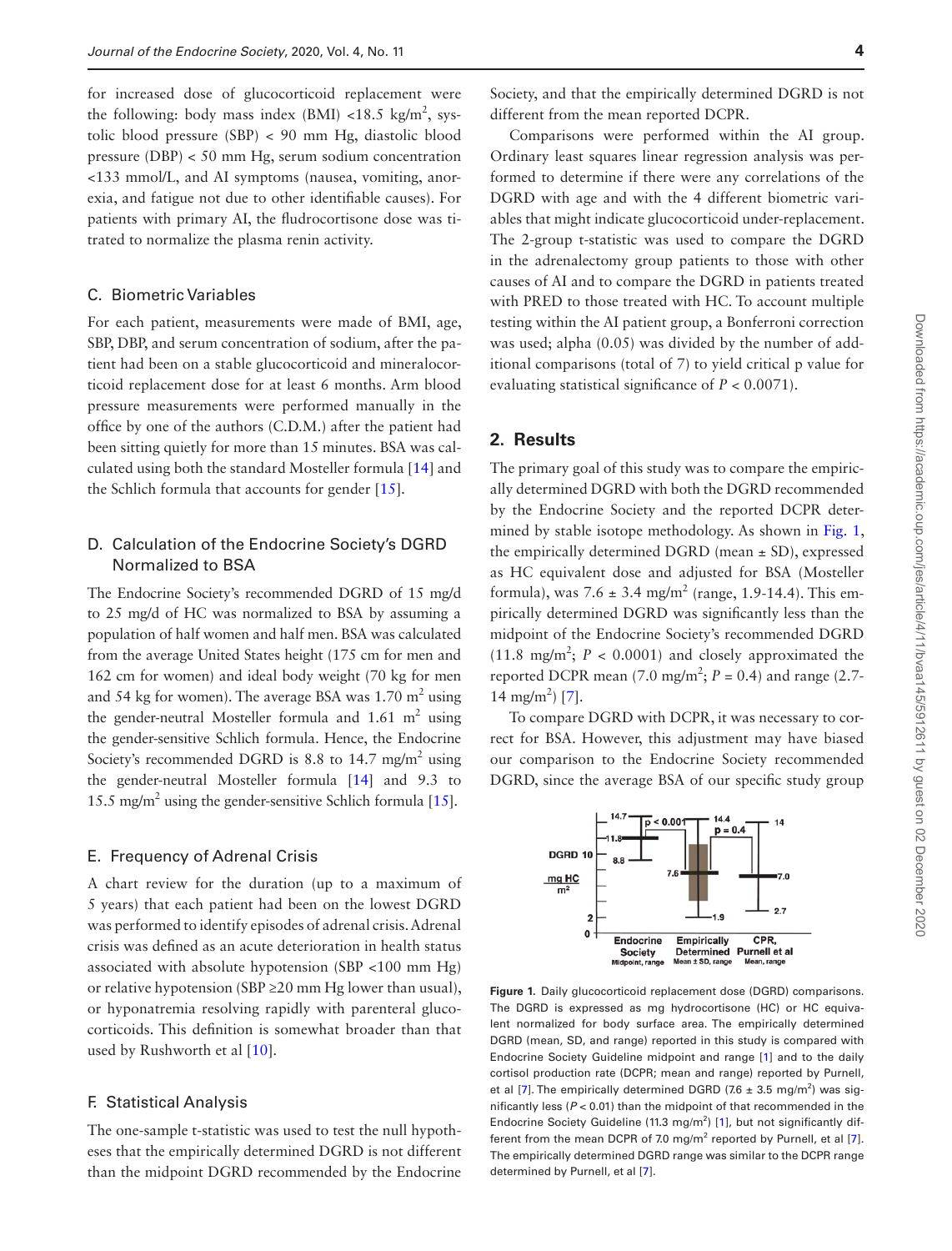for increased dose of glucocorticoid replacement were the following: body mass index (BMI) <18.5 kg/m$^2$, systolic blood pressure (SBP) < 90 mm Hg, diastolic blood pressure (DBP) < 50 mm Hg, serum sodium concentration <133 mmol/L, and AI symptoms (nausea, vomiting, anorexia, and fatigue not due to other identifiable causes). For patients with primary AI, the fludrocortisone dose was titrated to normalize the plasma renin activity.

### C. Biometric Variables

For each patient, measurements were made of BMI, age, SBP, DBP, and serum concentration of sodium, after the patient had been on a stable glucocorticoid and mineralocorticoid replacement dose for at least 6 months. Arm blood pressure measurements were performed manually in the office by one of the authors (C.D.M.) after the patient had been sitting quietly for more than 15 minutes. BSA was calculated using both the standard Mosteller formula [14] and the Schlich formula that accounts for gender [15].

### D. Calculation of the Endocrine Society's DGRD Normalized to BSA

The Endocrine Society's recommended DGRD of 15 mg/d to 25 mg/d of HC was normalized to BSA by assuming a population of half women and half men. BSA was calculated from the average United States height (175 cm for men and 162 cm for women) and ideal body weight (70 kg for men and 54 kg for women). The average BSA was 1.70 m$^2$ using the gender-neutral Mosteller formula and 1.61 m$^2$ using the gender-sensitive Schlich formula. Hence, the Endocrine Society's recommended DGRD is 8.8 to 14.7 mg/m$^2$ using the gender-neutral Mosteller formula [14] and 9.3 to 15.5 mg/m$^2$ using the gender-sensitive Schlich formula [15].

### E. Frequency of Adrenal Crisis

A chart review for the duration (up to a maximum of 5 years) that each patient had been on the lowest DGRD was performed to identify episodes of adrenal crisis. Adrenal crisis was defined as an acute deterioration in health status associated with absolute hypotension (SBP <100 mm Hg) or relative hypotension (SBP ≥20 mm Hg lower than usual), or hyponatremia resolving rapidly with parenteral glucocorticoids. This definition is somewhat broader than that used by Rushworth et al [10].

### F. Statistical Analysis

The one-sample t-statistic was used to test the null hypotheses that the empirically determined DGRD is not different than the midpoint DGRD recommended by the Endocrine Society, and that the empirically determined DGRD is not different from the mean reported DCPR.

Comparisons were performed within the AI group. Ordinary least squares linear regression analysis was performed to determine if there were any correlations of the DGRD with age and with the 4 different biometric variables that might indicate glucocorticoid under-replacement. The 2-group t-statistic was used to compare the DGRD in the adrenalectomy group patients to those with other causes of AI and to compare the DGRD in patients treated with PRED to those treated with HC. To account multiple testing within the AI patient group, a Bonferroni correction was used; alpha (0.05) was divided by the number of additional comparisons (total of 7) to yield critical p value for evaluating statistical significance of $P < 0.0071$).

## 2. Results

The primary goal of this study was to compare the empirically determined DGRD with both the DGRD recommended by the Endocrine Society and the reported DCPR determined by stable isotope methodology. As shown in Fig. 1, the empirically determined DGRD (mean ± SD), expressed as HC equivalent dose and adjusted for BSA (Mosteller formula), was 7.6 ± 3.4 mg/m$^2$ (range, 1.9-14.4). This empirically determined DGRD was significantly less than the midpoint of the Endocrine Society's recommended DGRD (11.8 mg/m$^2$; $P < 0.0001$) and closely approximated the reported DCPR mean (7.0 mg/m$^2$; $P = 0.4$) and range (2.7-14 mg/m$^2$) [7].

To compare DGRD with DCPR, it was necessary to correct for BSA. However, this adjustment may have biased our comparison to the Endocrine Society recommended DGRD, since the average BSA of our specific study group

**Figure 1.** Daily glucocorticoid replacement dose (DGRD) comparisons. The DGRD is expressed as mg hydrocortisone (HC) or HC equivalent normalized for body surface area. The empirically determined DGRD (mean, SD, and range) reported in this study is compared with Endocrine Society Guideline midpoint and range [1] and to the daily cortisol production rate (DCPR; mean and range) reported by Purnell, et al [7]. The empirically determined DGRD (7.6 ± 3.5 mg/m$^2$) was significantly less ($P < 0.01$) than the midpoint of that recommended in the Endocrine Society Guideline (11.3 mg/m$^2$) [1], but not significantly different from the mean DCPR of 7.0 mg/m$^2$ reported by Purnell, et al [7]. The empirically determined DGRD range was similar to the DCPR range determined by Purnell, et al [7].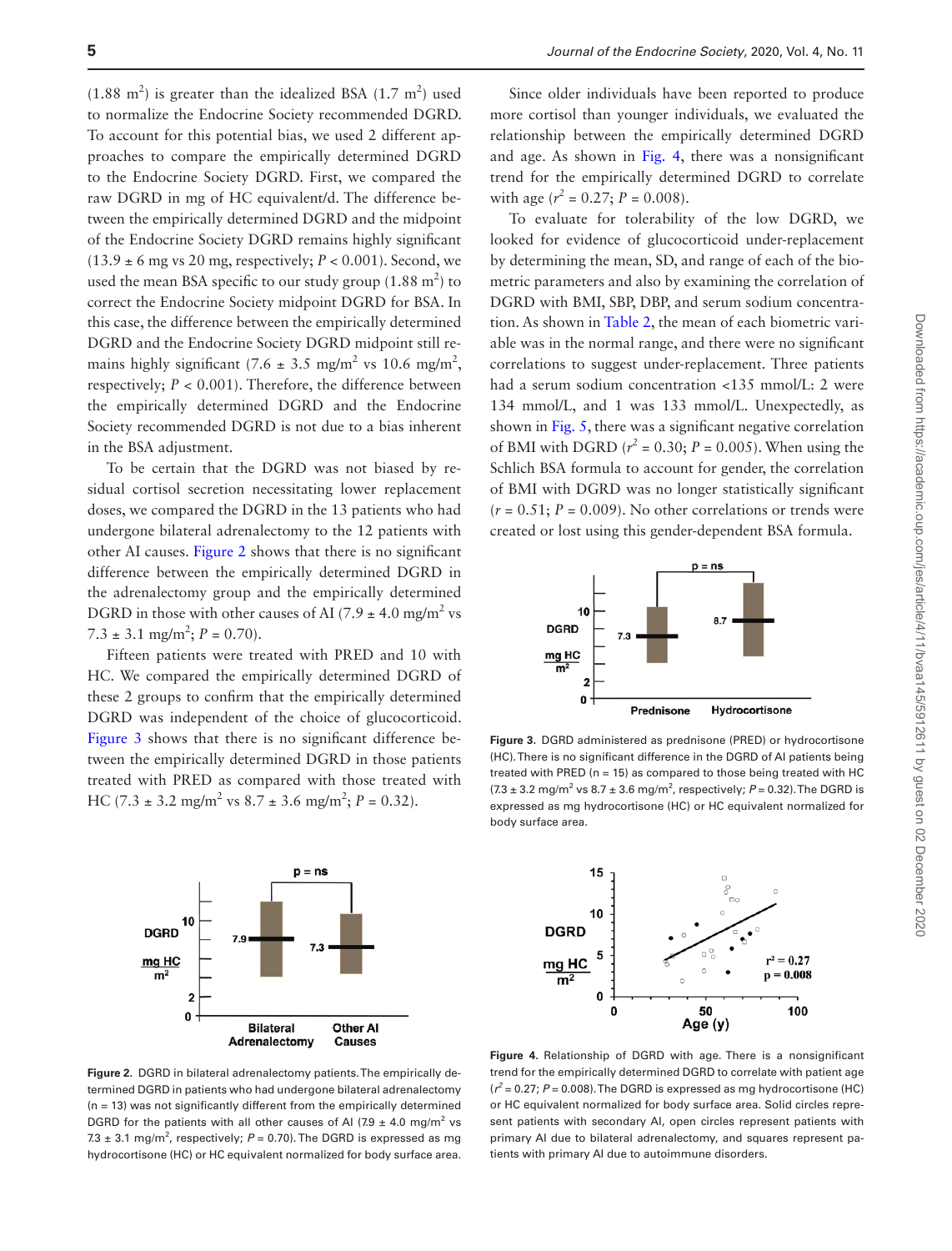(1.88 $m^2$) is greater than the idealized BSA (1.7 $m^2$) used to normalize the Endocrine Society recommended DGRD. To account for this potential bias, we used 2 different approaches to compare the empirically determined DGRD to the Endocrine Society DGRD. First, we compared the raw DGRD in mg of HC equivalent/d. The difference between the empirically determined DGRD and the midpoint of the Endocrine Society DGRD remains highly significant (13.9 ± 6 mg vs 20 mg, respectively; $P < 0.001$). Second, we used the mean BSA specific to our study group (1.88 $m^2$) to correct the Endocrine Society midpoint DGRD for BSA. In this case, the difference between the empirically determined DGRD and the Endocrine Society DGRD midpoint still remains highly significant (7.6 ± 3.5 mg/$m^2$ vs 10.6 mg/$m^2$, respectively; $P < 0.001$). Therefore, the difference between the empirically determined DGRD and the Endocrine Society recommended DGRD is not due to a bias inherent in the BSA adjustment.

To be certain that the DGRD was not biased by residual cortisol secretion necessitating lower replacement doses, we compared the DGRD in the 13 patients who had undergone bilateral adrenalectomy to the 12 patients with other causes of AI. Figure 2 shows that there is no significant difference between the empirically determined DGRD in the adrenalectomy group and the empirically determined DGRD in those with other causes of AI (7.9 ± 4.0 mg/$m^2$ vs 7.3 ± 3.1 mg/$m^2$; $P = 0.70$).

Fifteen patients were treated with PRED and 10 with HC. We compared the empirically determined DGRD of these 2 groups to confirm that the empirically determined DGRD was independent of the choice of glucocorticoid. Figure 3 shows that there is no significant difference between the empirically determined DGRD in those patients treated with PRED as compared with those treated with HC (7.3 ± 3.2 mg/$m^2$ vs 8.7 ± 3.6 mg/$m^2$; $P = 0.32$).

Since older individuals have been reported to produce more cortisol than younger individuals, we evaluated the relationship between the empirically determined DGRD and age. As shown in Fig. 4, there was a nonsignificant trend for the empirically determined DGRD to correlate with age ($r^2 = 0.27$; $P = 0.008$).

To evaluate for tolerability of the low DGRD, we looked for evidence of glucocorticoid under-replacement by determining the mean, SD, and range of each of the biometric parameters and also by examining the correlation of DGRD with BMI, SBP, DBP, and serum sodium concentration. As shown in Table 2, the mean of each biometric variable was in the normal range, and there were no significant correlations to suggest under-replacement. Three patients had a serum sodium concentration <135 mmol/L: 2 were 134 mmol/L, and 1 was 133 mmol/L. Unexpectedly, as shown in Fig. 5, there was a significant negative correlation of BMI with DGRD ($r^2 = 0.30$; $P = 0.005$). When using the Schlich BSA formula to account for gender, the correlation of BMI with DGRD was no longer statistically significant ($r = 0.51$; $P = 0.009$). No other correlations or trends were created or lost using this gender-dependent BSA formula.

**Figure 3.** DGRD administered as prednisone (PRED) or hydrocortisone (HC). There is no significant difference in the DGRD of AI patients being treated with PRED (n = 15) as compared to those being treated with HC (7.3 ± 3.2 mg/$m^2$ vs 8.7 ± 3.6 mg/$m^2$, respectively; $P = 0.32$). The DGRD is expressed as mg hydrocortisone (HC) or HC equivalent normalized for body surface area.

**Figure 2.** DGRD in bilateral adrenalectomy patients. The empirically determined DGRD in patients who had undergone bilateral adrenalectomy (n = 13) was not significantly different from the empirically determined DGRD for the patients with all other causes of AI (7.9 ± 4.0 mg/$m^2$ vs 7.3 ± 3.1 mg/$m^2$, respectively; $P = 0.70$). The DGRD is expressed as mg hydrocortisone (HC) or HC equivalent normalized for body surface area.

**Figure 4.** Relationship of DGRD with age. There is a nonsignificant trend for the empirically determined DGRD to correlate with patient age ($r^2 = 0.27$; $P = 0.008$). The DGRD is expressed as mg hydrocortisone (HC) or HC equivalent normalized for body surface area. Solid circles represent patients with secondary AI, open circles represent patients with primary AI due to bilateral adrenalectomy, and squares represent patients with primary AI due to autoimmune disorders.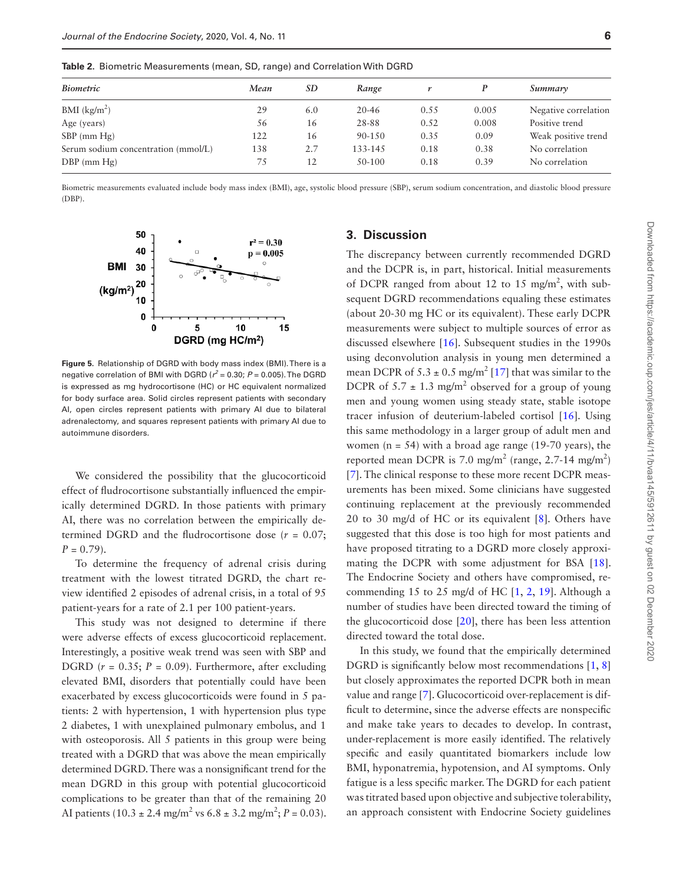**Table 2.** Biometric Measurements (mean, SD, range) and Correlation With DGRD

| *Biometric* | *Mean* | *SD* | *Range* | *r* | *P* | *Summary* |
|---|---|---|---|---|---|---|
| BMI (kg/m$^2$) | 29 | 6.0 | 20-46 | 0.55 | 0.005 | Negative correlation |
| Age (years) | 56 | 16 | 28-88 | 0.52 | 0.008 | Positive trend |
| SBP (mm Hg) | 122 | 16 | 90-150 | 0.35 | 0.09 | Weak positive trend |
| Serum sodium concentration (mmol/L) | 138 | 2.7 | 133-145 | 0.18 | 0.38 | No correlation |
| DBP (mm Hg) | 75 | 12 | 50-100 | 0.18 | 0.39 | No correlation |

Biometric measurements evaluated include body mass index (BMI), age, systolic blood pressure (SBP), serum sodium concentration, and diastolic blood pressure (DBP).

**Figure 5.** Relationship of DGRD with body mass index (BMI). There is a negative correlation of BMI with DGRD ($r^2$ = 0.30; $P$ = 0.005). The DGRD is expressed as mg hydrocortisone (HC) or HC equivalent normalized for body surface area. Solid circles represent patients with secondary AI, open circles represent patients with primary AI due to bilateral adrenalectomy, and squares represent patients with primary AI due to autoimmune disorders.

We considered the possibility that the glucocorticoid effect of fludrocortisone substantially influenced the empirically determined DGRD. In those patients with primary AI, there was no correlation between the empirically determined DGRD and the fludrocortisone dose ($r$ = 0.07; $P$ = 0.79).

To determine the frequency of adrenal crisis during treatment with the lowest titrated DGRD, the chart review identified 2 episodes of adrenal crisis, in a total of 95 patient-years for a rate of 2.1 per 100 patient-years.

This study was not designed to determine if there were adverse effects of excess glucocorticoid replacement. Interestingly, a positive weak trend was seen with SBP and DGRD ($r$ = 0.35; $P$ = 0.09). Furthermore, after excluding elevated BMI, disorders that potentially could have been exacerbated by excess glucocorticoids were found in 5 patients: 2 with hypertension, 1 with hypertension plus type 2 diabetes, 1 with unexplained pulmonary embolus, and 1 with osteoporosis. All 5 patients in this group were being treated with a DGRD that was above the mean empirically determined DGRD. There was a nonsignificant trend for the mean DGRD in this group with potential glucocorticoid complications to be greater than that of the remaining 20 AI patients (10.3 ± 2.4 mg/m$^2$ vs 6.8 ± 3.2 mg/m$^2$; $P$ = 0.03).

## 3. Discussion

The discrepancy between currently recommended DGRD and the DCPR is, in part, historical. Initial measurements of DCPR ranged from about 12 to 15 mg/m$^2$, with subsequent DGRD recommendations equaling these estimates (about 20-30 mg HC or its equivalent). These early DCPR measurements were subject to multiple sources of error as discussed elsewhere [16]. Subsequent studies in the 1990s using deconvolution analysis in young men determined a mean DCPR of 5.3 ± 0.5 mg/m$^2$ [17] that was similar to the DCPR of 5.7 ± 1.3 mg/m$^2$ observed for a group of young men and young women using steady state, stable isotope tracer infusion of deuterium-labeled cortisol [16]. Using this same methodology in a larger group of adult men and women (n = 54) with a broad age range (19-70 years), the reported mean DCPR is 7.0 mg/m$^2$ (range, 2.7-14 mg/m$^2$) [7]. The clinical response to these more recent DCPR measurements has been mixed. Some clinicians have suggested continuing replacement at the previously recommended 20 to 30 mg/d of HC or its equivalent [8]. Others have suggested that this dose is too high for most patients and have proposed titrating to a DGRD more closely approximating the DCPR with some adjustment for BSA [18]. The Endocrine Society and others have compromised, recommending 15 to 25 mg/d of HC [1, 2, 19]. Although a number of studies have been directed toward the timing of the glucocorticoid dose [20], there has been less attention directed toward the total dose.

In this study, we found that the empirically determined DGRD is significantly below most recommendations [1, 8] but closely approximates the reported DCPR both in mean value and range [7]. Glucocorticoid over-replacement is difficult to determine, since the adverse effects are nonspecific and make take years to decades to develop. In contrast, under-replacement is more easily identified. The relatively specific and easily quantitated biomarkers include low BMI, hyponatremia, hypotension, and AI symptoms. Only fatigue is a less specific marker. The DGRD for each patient was titrated based upon objective and subjective tolerability, an approach consistent with Endocrine Society guidelines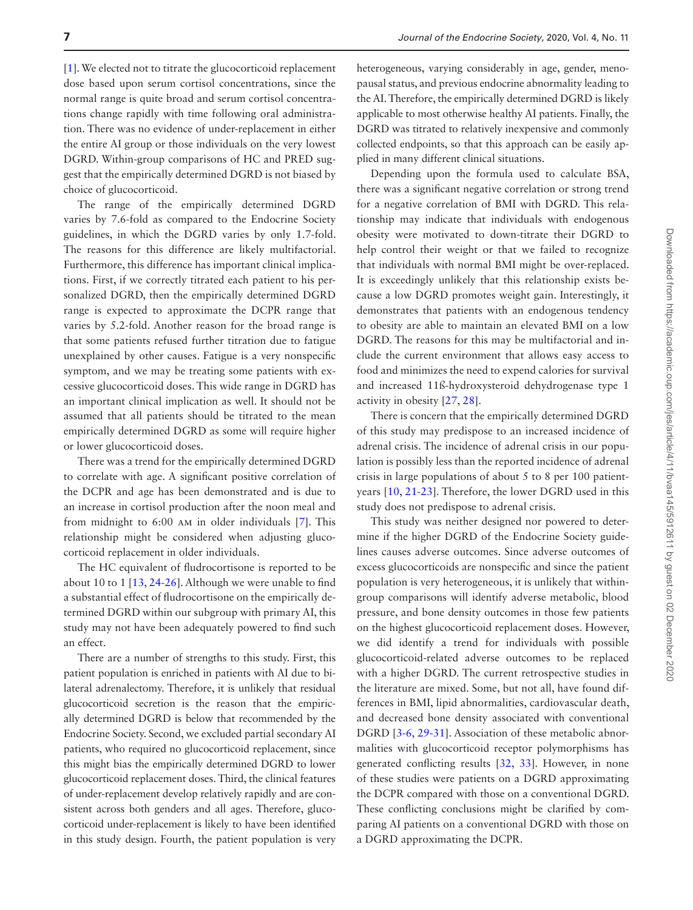[1]. We elected not to titrate the glucocorticoid replacement dose based upon serum cortisol concentrations, since the normal range is quite broad and serum cortisol concentrations change rapidly with time following oral administration. There was no evidence of under-replacement in either the entire AI group or those individuals on the very lowest DGRD. Within-group comparisons of HC and PRED suggest that the empirically determined DGRD is not biased by choice of glucocorticoid.

The range of the empirically determined DGRD varies by 7.6-fold as compared to the Endocrine Society guidelines, in which the DGRD varies by only 1.7-fold. The reasons for this difference are likely multifactorial. Furthermore, this difference has important clinical implications. First, if we correctly titrated each patient to his personalized DGRD, then the empirically determined DGRD range is expected to approximate the DCPR range that varies by 5.2-fold. Another reason for the broad range is that some patients refused further titration due to fatigue unexplained by other causes. Fatigue is a very nonspecific symptom, and we may be treating some patients with excessive glucocorticoid doses. This wide range in DGRD has an important clinical implication as well. It should not be assumed that all patients should be titrated to the mean empirically determined DGRD as some will require higher or lower glucocorticoid doses.

There was a trend for the empirically determined DGRD to correlate with age. A significant positive correlation of the DCPR and age has been demonstrated and is due to an increase in cortisol production after the noon meal and from midnight to 6:00 AM in older individuals [7]. This relationship might be considered when adjusting glucocorticoid replacement in older individuals.

The HC equivalent of fludrocortisone is reported to be about 10 to 1 [13, 24-26]. Although we were unable to find a substantial effect of fludrocortisone on the empirically determined DGRD within our subgroup with primary AI, this study may not have been adequately powered to find such an effect.

There are a number of strengths to this study. First, this patient population is enriched in patients with AI due to bilateral adrenalectomy. Therefore, it is unlikely that residual glucocorticoid secretion is the reason that the empirically determined DGRD is below that recommended by the Endocrine Society. Second, we excluded partial secondary AI patients, who required no glucocorticoid replacement, since this might bias the empirically determined DGRD to lower glucocorticoid replacement doses. Third, the clinical features of under-replacement develop relatively rapidly and are consistent across both genders and all ages. Therefore, glucocorticoid under-replacement is likely to have been identified in this study design. Fourth, the patient population is very heterogeneous, varying considerably in age, gender, menopausal status, and previous endocrine abnormality leading to the AI. Therefore, the empirically determined DGRD is likely applicable to most otherwise healthy AI patients. Finally, the DGRD was titrated to relatively inexpensive and commonly collected endpoints, so that this approach can be easily applied in many different clinical situations.

Depending upon the formula used to calculate BSA, there was a significant negative correlation or strong trend for a negative correlation of BMI with DGRD. This relationship may indicate that individuals with endogenous obesity were motivated to down-titrate their DGRD to help control their weight or that we failed to recognize that individuals with normal BMI might be over-replaced. It is exceedingly unlikely that this relationship exists because a low DGRD promotes weight gain. Interestingly, it demonstrates that patients with an endogenous tendency to obesity are able to maintain an elevated BMI on a low DGRD. The reasons for this may be multifactorial and include the current environment that allows easy access to food and minimizes the need to expend calories for survival and increased 11ß-hydroxysteroid dehydrogenase type 1 activity in obesity [27, 28].

There is concern that the empirically determined DGRD of this study may predispose to an increased incidence of adrenal crisis. The incidence of adrenal crisis in our population is possibly less than the reported incidence of adrenal crisis in large populations of about 5 to 8 per 100 patient-years [10, 21-23]. Therefore, the lower DGRD used in this study does not predispose to adrenal crisis.

This study was neither designed nor powered to determine if the higher DGRD of the Endocrine Society guidelines causes adverse outcomes. Since adverse outcomes of excess glucocorticoids are nonspecific and since the patient population is very heterogeneous, it is unlikely that within-group comparisons will identify adverse metabolic, blood pressure, and bone density outcomes in those few patients on the highest glucocorticoid replacement doses. However, we did identify a trend for individuals with possible glucocorticoid-related adverse outcomes to be replaced with a higher DGRD. The current retrospective studies in the literature are mixed. Some, but not all, have found differences in BMI, lipid abnormalities, cardiovascular death, and decreased bone density associated with conventional DGRD [3-6, 29-31]. Association of these metabolic abnormalities with glucocorticoid receptor polymorphisms has generated conflicting results [32, 33]. However, in none of these studies were patients on a DGRD approximating the DCPR compared with those on a conventional DGRD. These conflicting conclusions might be clarified by comparing AI patients on a conventional DGRD with those on a DGRD approximating the DCPR.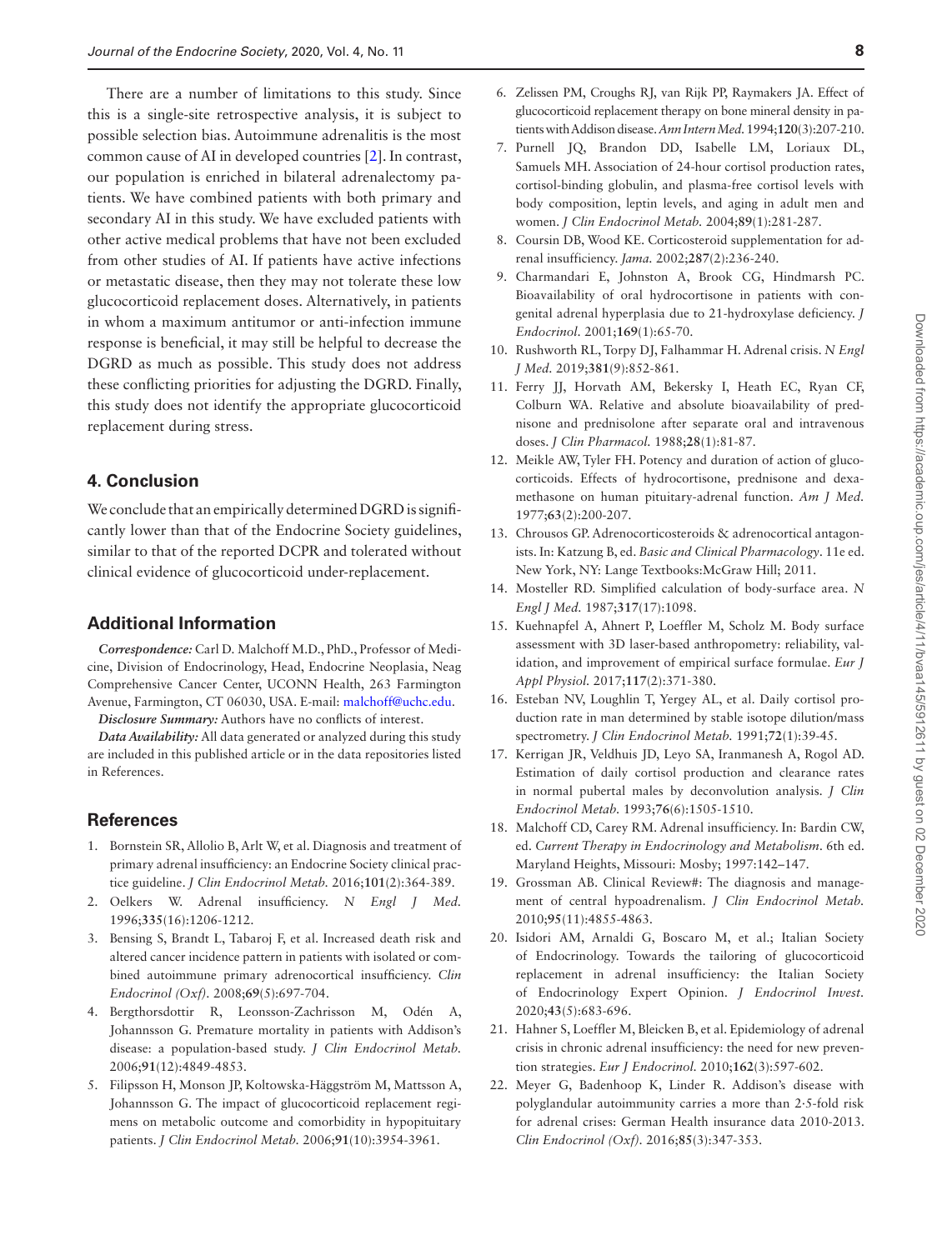There are a number of limitations to this study. Since this is a single-site retrospective analysis, it is subject to possible selection bias. Autoimmune adrenalitis is the most common cause of AI in developed countries [2]. In contrast, our population is enriched in bilateral adrenalectomy patients. We have combined patients with both primary and secondary AI in this study. We have excluded patients with other active medical problems that have not been excluded from other studies of AI. If patients have active infections or metastatic disease, then they may not tolerate these low glucocorticoid replacement doses. Alternatively, in patients in whom a maximum antitumor or anti-infection immune response is beneficial, it may still be helpful to decrease the DGRD as much as possible. This study does not address these conflicting priorities for adjusting the DGRD. Finally, this study does not identify the appropriate glucocorticoid replacement during stress.

## 4. Conclusion

We conclude that an empirically determined DGRD is significantly lower than that of the Endocrine Society guidelines, similar to that of the reported DCPR and tolerated without clinical evidence of glucocorticoid under-replacement.

## Additional Information

***Correspondence:*** Carl D. Malchoff M.D., PhD., Professor of Medicine, Division of Endocrinology, Head, Endocrine Neoplasia, Neag Comprehensive Cancer Center, UCONN Health, 263 Farmington Avenue, Farmington, CT 06030, USA. E-mail: malchoff@uchc.edu.

***Disclosure Summary:*** Authors have no conflicts of interest.

***Data Availability:*** All data generated or analyzed during this study are included in this published article or in the data repositories listed in References.

## References

1. Bornstein SR, Allolio B, Arlt W, et al. Diagnosis and treatment of primary adrenal insufficiency: an Endocrine Society clinical practice guideline. *J Clin Endocrinol Metab.* 2016;**101**(2):364-389.
2. Oelkers W. Adrenal insufficiency. *N Engl J Med.* 1996;**335**(16):1206-1212.
3. Bensing S, Brandt L, Tabaroj F, et al. Increased death risk and altered cancer incidence pattern in patients with isolated or combined autoimmune primary adrenocortical insufficiency. *Clin Endocrinol (Oxf).* 2008;**69**(5):697-704.
4. Bergthorsdottir R, Leonsson-Zachrisson M, Odén A, Johannsson G. Premature mortality in patients with Addison's disease: a population-based study. *J Clin Endocrinol Metab.* 2006;**91**(12):4849-4853.
5. Filipsson H, Monson JP, Koltowska-Häggström M, Mattsson A, Johannsson G. The impact of glucocorticoid replacement regimens on metabolic outcome and comorbidity in hypopituitary patients. *J Clin Endocrinol Metab.* 2006;**91**(10):3954-3961.
6. Zelissen PM, Croughs RJ, van Rijk PP, Raymakers JA. Effect of glucocorticoid replacement therapy on bone mineral density in patients with Addison disease. *Ann Intern Med.* 1994;**120**(3):207-210.
7. Purnell JQ, Brandon DD, Isabelle LM, Loriaux DL, Samuels MH. Association of 24-hour cortisol production rates, cortisol-binding globulin, and plasma-free cortisol levels with body composition, leptin levels, and aging in adult men and women. *J Clin Endocrinol Metab.* 2004;**89**(1):281-287.
8. Coursin DB, Wood KE. Corticosteroid supplementation for adrenal insufficiency. *Jama.* 2002;**287**(2):236-240.
9. Charmandari E, Johnston A, Brook CG, Hindmarsh PC. Bioavailability of oral hydrocortisone in patients with congenital adrenal hyperplasia due to 21-hydroxylase deficiency. *J Endocrinol.* 2001;**169**(1):65-70.
10. Rushworth RL, Torpy DJ, Falhammar H. Adrenal crisis. *N Engl J Med.* 2019;**381**(9):852-861.
11. Ferry JJ, Horvath AM, Bekersky I, Heath EC, Ryan CF, Colburn WA. Relative and absolute bioavailability of prednisone and prednisolone after separate oral and intravenous doses. *J Clin Pharmacol.* 1988;**28**(1):81-87.
12. Meikle AW, Tyler FH. Potency and duration of action of glucocorticoids. Effects of hydrocortisone, prednisone and dexamethasone on human pituitary-adrenal function. *Am J Med.* 1977;**63**(2):200-207.
13. Chrousos GP. Adrenocorticosteroids & adrenocortical antagonists. In: Katzung B, ed. *Basic and Clinical Pharmacology*. 11e ed. New York, NY: Lange Textbooks:McGraw Hill; 2011.
14. Mosteller RD. Simplified calculation of body-surface area. *N Engl J Med.* 1987;**317**(17):1098.
15. Kuehnapfel A, Ahnert P, Loeffler M, Scholz M. Body surface assessment with 3D laser-based anthropometry: reliability, validation, and improvement of empirical surface formulae. *Eur J Appl Physiol.* 2017;**117**(2):371-380.
16. Esteban NV, Loughlin T, Yergey AL, et al. Daily cortisol production rate in man determined by stable isotope dilution/mass spectrometry. *J Clin Endocrinol Metab.* 1991;**72**(1):39-45.
17. Kerrigan JR, Veldhuis JD, Leyo SA, Iranmanesh A, Rogol AD. Estimation of daily cortisol production and clearance rates in normal pubertal males by deconvolution analysis. *J Clin Endocrinol Metab.* 1993;**76**(6):1505-1510.
18. Malchoff CD, Carey RM. Adrenal insufficiency. In: Bardin CW, ed. *Current Therapy in Endocrinology and Metabolism*. 6th ed. Maryland Heights, Missouri: Mosby; 1997:142–147.
19. Grossman AB. Clinical Review#: The diagnosis and management of central hypoadrenalism. *J Clin Endocrinol Metab.* 2010;**95**(11):4855-4863.
20. Isidori AM, Arnaldi G, Boscaro M, et al.; Italian Society of Endocrinology. Towards the tailoring of glucocorticoid replacement in adrenal insufficiency: the Italian Society of Endocrinology Expert Opinion. *J Endocrinol Invest.* 2020;**43**(5):683-696.
21. Hahner S, Loeffler M, Bleicken B, et al. Epidemiology of adrenal crisis in chronic adrenal insufficiency: the need for new prevention strategies. *Eur J Endocrinol.* 2010;**162**(3):597-602.
22. Meyer G, Badenhoop K, Linder R. Addison's disease with polyglandular autoimmunity carries a more than 2·5-fold risk for adrenal crises: German Health insurance data 2010-2013. *Clin Endocrinol (Oxf).* 2016;**85**(3):347-353.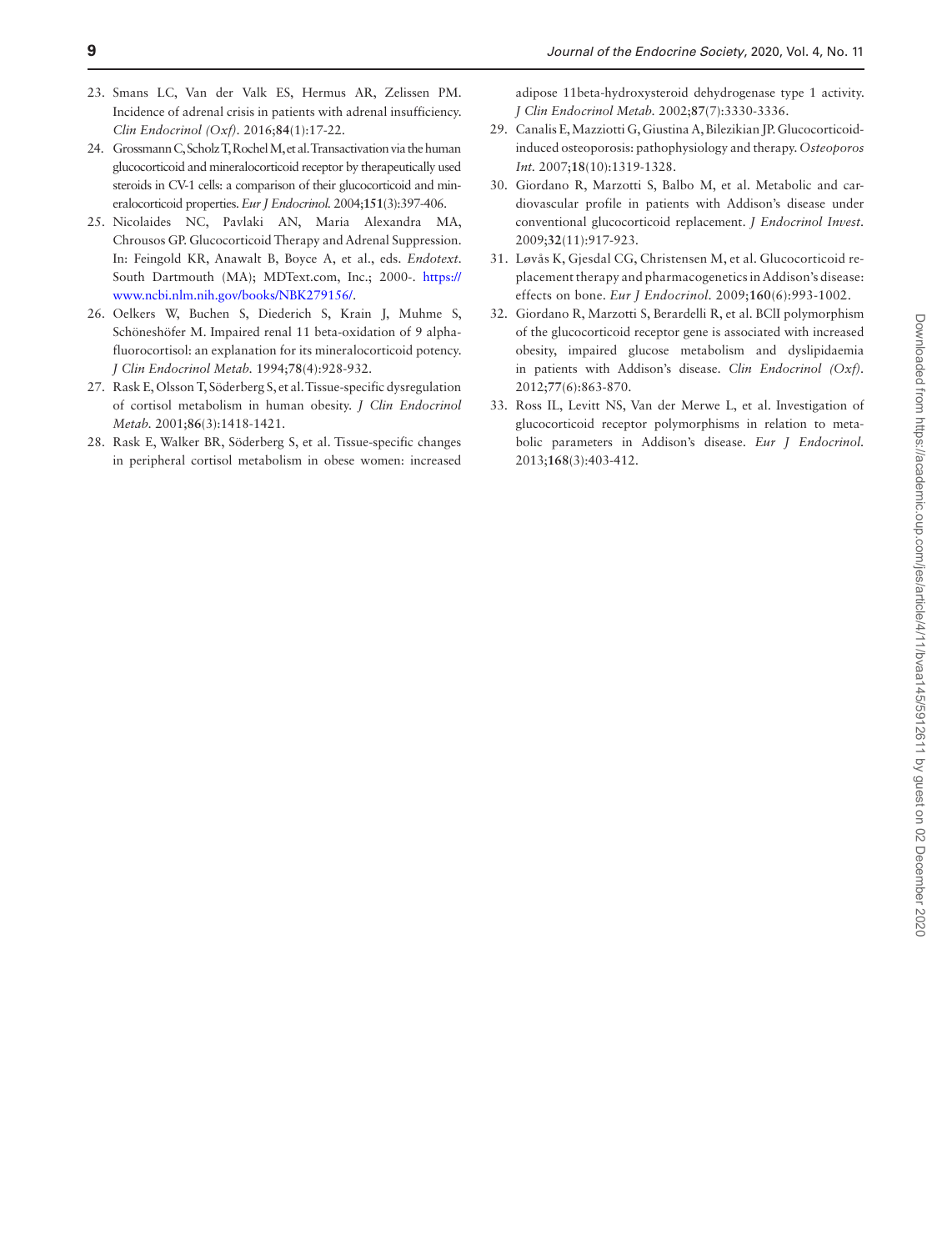23. Smans LC, Van der Valk ES, Hermus AR, Zelissen PM. Incidence of adrenal crisis in patients with adrenal insufficiency. *Clin Endocrinol (Oxf)*. 2016;**84**(1):17-22.
24. Grossmann C, Scholz T, Rochel M, et al. Transactivation via the human glucocorticoid and mineralocorticoid receptor by therapeutically used steroids in CV-1 cells: a comparison of their glucocorticoid and mineralocorticoid properties. *Eur J Endocrinol*. 2004;**151**(3):397-406.
25. Nicolaides NC, Pavlaki AN, Maria Alexandra MA, Chrousos GP. Glucocorticoid Therapy and Adrenal Suppression. In: Feingold KR, Anawalt B, Boyce A, et al., eds. *Endotext*. South Dartmouth (MA); MDText.com, Inc.; 2000-. https://www.ncbi.nlm.nih.gov/books/NBK279156/.
26. Oelkers W, Buchen S, Diederich S, Krain J, Muhme S, Schöneshöfer M. Impaired renal 11 beta-oxidation of 9 alpha-fluorocortisol: an explanation for its mineralocorticoid potency. *J Clin Endocrinol Metab*. 1994;**78**(4):928-932.
27. Rask E, Olsson T, Söderberg S, et al. Tissue-specific dysregulation of cortisol metabolism in human obesity. *J Clin Endocrinol Metab*. 2001;**86**(3):1418-1421.
28. Rask E, Walker BR, Söderberg S, et al. Tissue-specific changes in peripheral cortisol metabolism in obese women: increased adipose 11beta-hydroxysteroid dehydrogenase type 1 activity. *J Clin Endocrinol Metab*. 2002;**87**(7):3330-3336.
29. Canalis E, Mazziotti G, Giustina A, Bilezikian JP. Glucocorticoid-induced osteoporosis: pathophysiology and therapy. *Osteoporos Int*. 2007;**18**(10):1319-1328.
30. Giordano R, Marzotti S, Balbo M, et al. Metabolic and cardiovascular profile in patients with Addison's disease under conventional glucocorticoid replacement. *J Endocrinol Invest*. 2009;**32**(11):917-923.
31. Løvås K, Gjesdal CG, Christensen M, et al. Glucocorticoid replacement therapy and pharmacogenetics in Addison's disease: effects on bone. *Eur J Endocrinol*. 2009;**160**(6):993-1002.
32. Giordano R, Marzotti S, Berardelli R, et al. BClI polymorphism of the glucocorticoid receptor gene is associated with increased obesity, impaired glucose metabolism and dyslipidaemia in patients with Addison's disease. *Clin Endocrinol (Oxf)*. 2012;**77**(6):863-870.
33. Ross IL, Levitt NS, Van der Merwe L, et al. Investigation of glucocorticoid receptor polymorphisms in relation to metabolic parameters in Addison's disease. *Eur J Endocrinol*. 2013;**168**(3):403-412.